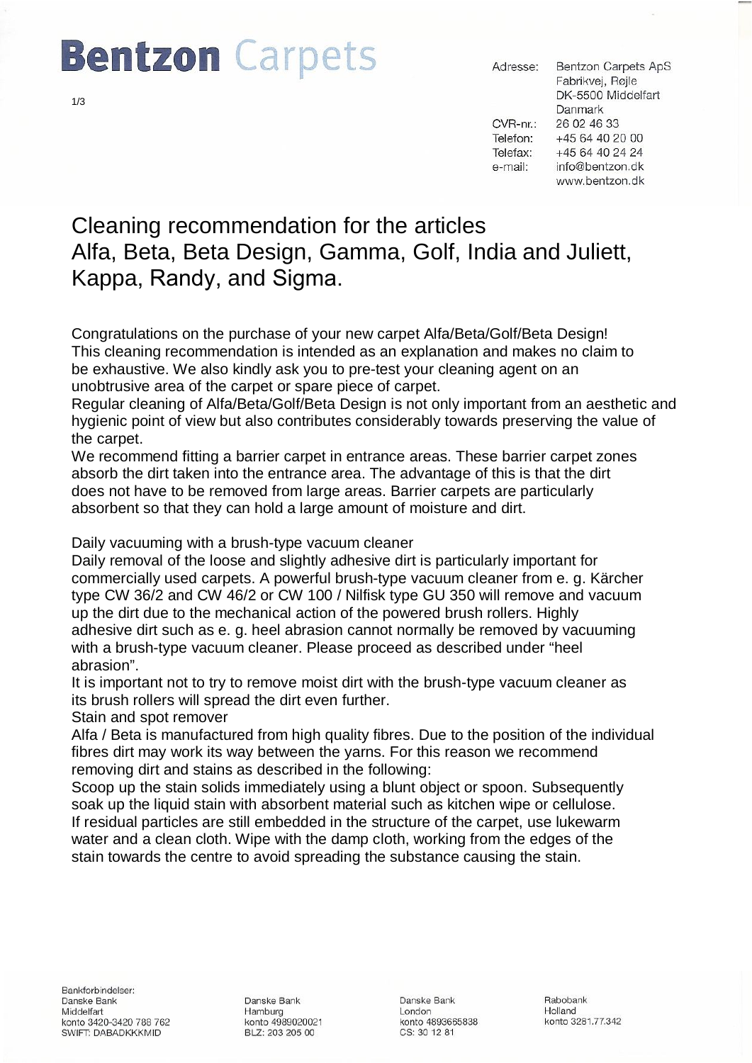# Bentzon Carpets

Adresse: Bentzon Carpets ApS
Fabrikvej, Røjle
DK-5500 Middelfart
Danmark

CVR-nr.: 26 02 46 33
Telefon: +45 64 40 20 00
Telefax: +45 64 40 24 24
e-mail: info@bentzon.dk
www.bentzon.dk

## Cleaning recommendation for the articles Alfa, Beta, Beta Design, Gamma, Golf, India and Juliett, Kappa, Randy, and Sigma.

Congratulations on the purchase of your new carpet Alfa/Beta/Golf/Beta Design! This cleaning recommendation is intended as an explanation and makes no claim to be exhaustive. We also kindly ask you to pre-test your cleaning agent on an unobtrusive area of the carpet or spare piece of carpet.

Regular cleaning of Alfa/Beta/Golf/Beta Design is not only important from an aesthetic and hygienic point of view but also contributes considerably towards preserving the value of the carpet.

We recommend fitting a barrier carpet in entrance areas. These barrier carpet zones absorb the dirt taken into the entrance area. The advantage of this is that the dirt does not have to be removed from large areas. Barrier carpets are particularly absorbent so that they can hold a large amount of moisture and dirt.

### Daily vacuuming with a brush-type vacuum cleaner

Daily removal of the loose and slightly adhesive dirt is particularly important for commercially used carpets. A powerful brush-type vacuum cleaner from e. g. Kärcher type CW 36/2 and CW 46/2 or CW 100 / Nilfisk type GU 350 will remove and vacuum up the dirt due to the mechanical action of the powered brush rollers. Highly adhesive dirt such as e. g. heel abrasion cannot normally be removed by vacuuming with a brush-type vacuum cleaner. Please proceed as described under "heel abrasion".

It is important not to try to remove moist dirt with the brush-type vacuum cleaner as its brush rollers will spread the dirt even further.

### Stain and spot remover

Alfa / Beta is manufactured from high quality fibres. Due to the position of the individual fibres dirt may work its way between the yarns. For this reason we recommend removing dirt and stains as described in the following:

Scoop up the stain solids immediately using a blunt object or spoon. Subsequently soak up the liquid stain with absorbent material such as kitchen wipe or cellulose. If residual particles are still embedded in the structure of the carpet, use lukewarm water and a clean cloth. Wipe with the damp cloth, working from the edges of the stain towards the centre to avoid spreading the substance causing the stain.

Bankforbindelser:

| Danske Bank | Danske Bank | Danske Bank | Rabobank |
|---|---|---|---|
| Middelfart | Hamburg | London | Holland |
| konto 3420-3420 788 762 | konto 4989020021 | konto 4893665838 | konto 3281.77.342 |
| SWIFT: DABADKKKMID | BLZ: 203 205 00 | CS: 30 12 81 | |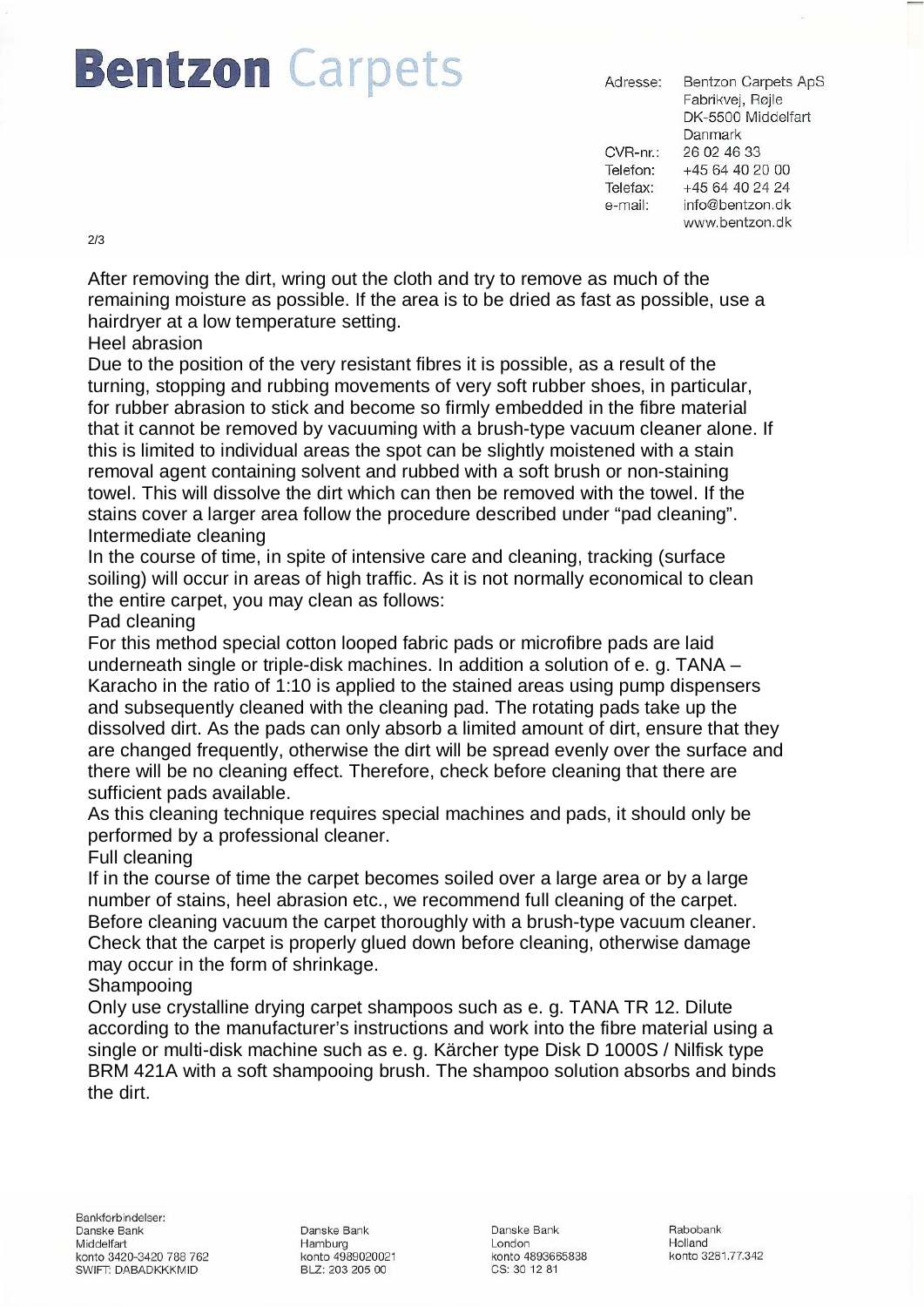After removing the dirt, wring out the cloth and try to remove as much of the remaining moisture as possible. If the area is to be dried as fast as possible, use a hairdryer at a low temperature setting.

### Heel abrasion

Due to the position of the very resistant fibres it is possible, as a result of the turning, stopping and rubbing movements of very soft rubber shoes, in particular, for rubber abrasion to stick and become so firmly embedded in the fibre material that it cannot be removed by vacuuming with a brush-type vacuum cleaner alone. If this is limited to individual areas the spot can be slightly moistened with a stain removal agent containing solvent and rubbed with a soft brush or non-staining towel. This will dissolve the dirt which can then be removed with the towel. If the stains cover a larger area follow the procedure described under “pad cleaning”.

### Intermediate cleaning

In the course of time, in spite of intensive care and cleaning, tracking (surface soiling) will occur in areas of high traffic. As it is not normally economical to clean the entire carpet, you may clean as follows:

### Pad cleaning

For this method special cotton looped fabric pads or microfibre pads are laid underneath single or triple-disk machines. In addition a solution of e. g. TANA – Karacho in the ratio of 1:10 is applied to the stained areas using pump dispensers and subsequently cleaned with the cleaning pad. The rotating pads take up the dissolved dirt. As the pads can only absorb a limited amount of dirt, ensure that they are changed frequently, otherwise the dirt will be spread evenly over the surface and there will be no cleaning effect. Therefore, check before cleaning that there are sufficient pads available.

As this cleaning technique requires special machines and pads, it should only be performed by a professional cleaner.

### Full cleaning

If in the course of time the carpet becomes soiled over a large area or by a large number of stains, heel abrasion etc., we recommend full cleaning of the carpet. Before cleaning vacuum the carpet thoroughly with a brush-type vacuum cleaner. Check that the carpet is properly glued down before cleaning, otherwise damage may occur in the form of shrinkage.

### Shampooing

Only use crystalline drying carpet shampoos such as e. g. TANA TR 12. Dilute according to the manufacturer’s instructions and work into the fibre material using a single or multi-disk machine such as e. g. Kärcher type Disk D 1000S / Nilfisk type BRM 421A with a soft shampooing brush. The shampoo solution absorbs and binds the dirt.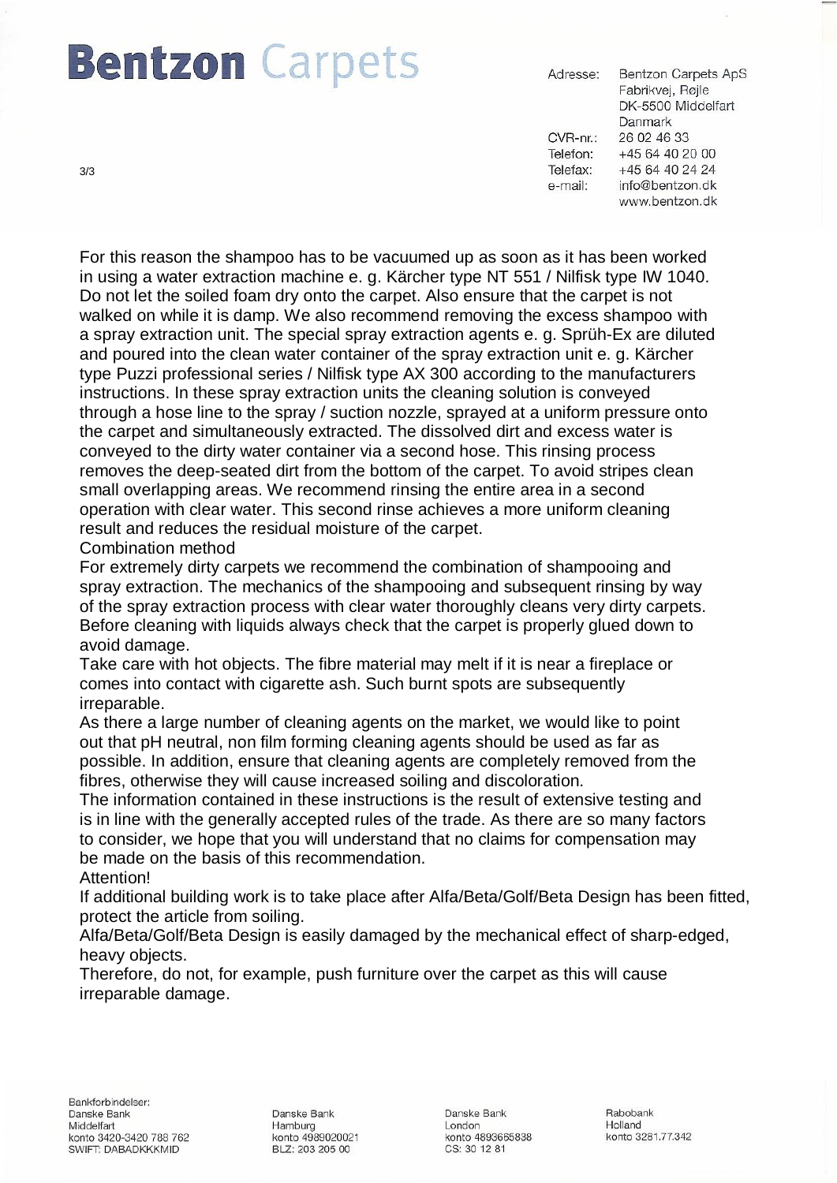For this reason the shampoo has to be vacuumed up as soon as it has been worked in using a water extraction machine e. g. Kärcher type NT 551 / Nilfisk type IW 1040. Do not let the soiled foam dry onto the carpet. Also ensure that the carpet is not walked on while it is damp. We also recommend removing the excess shampoo with a spray extraction unit. The special spray extraction agents e. g. Sprüh-Ex are diluted and poured into the clean water container of the spray extraction unit e. g. Kärcher type Puzzi professional series / Nilfisk type AX 300 according to the manufacturers instructions. In these spray extraction units the cleaning solution is conveyed through a hose line to the spray / suction nozzle, sprayed at a uniform pressure onto the carpet and simultaneously extracted. The dissolved dirt and excess water is conveyed to the dirty water container via a second hose. This rinsing process removes the deep-seated dirt from the bottom of the carpet. To avoid stripes clean small overlapping areas. We recommend rinsing the entire area in a second operation with clear water. This second rinse achieves a more uniform cleaning result and reduces the residual moisture of the carpet.

Combination method

For extremely dirty carpets we recommend the combination of shampooing and spray extraction. The mechanics of the shampooing and subsequent rinsing by way of the spray extraction process with clear water thoroughly cleans very dirty carpets. Before cleaning with liquids always check that the carpet is properly glued down to avoid damage.

Take care with hot objects. The fibre material may melt if it is near a fireplace or comes into contact with cigarette ash. Such burnt spots are subsequently irreparable.

As there a large number of cleaning agents on the market, we would like to point out that pH neutral, non film forming cleaning agents should be used as far as possible. In addition, ensure that cleaning agents are completely removed from the fibres, otherwise they will cause increased soiling and discoloration.

The information contained in these instructions is the result of extensive testing and is in line with the generally accepted rules of the trade. As there are so many factors to consider, we hope that you will understand that no claims for compensation may be made on the basis of this recommendation.

Attention!

If additional building work is to take place after Alfa/Beta/Golf/Beta Design has been fitted, protect the article from soiling.

Alfa/Beta/Golf/Beta Design is easily damaged by the mechanical effect of sharp-edged, heavy objects.

Therefore, do not, for example, push furniture over the carpet as this will cause irreparable damage.